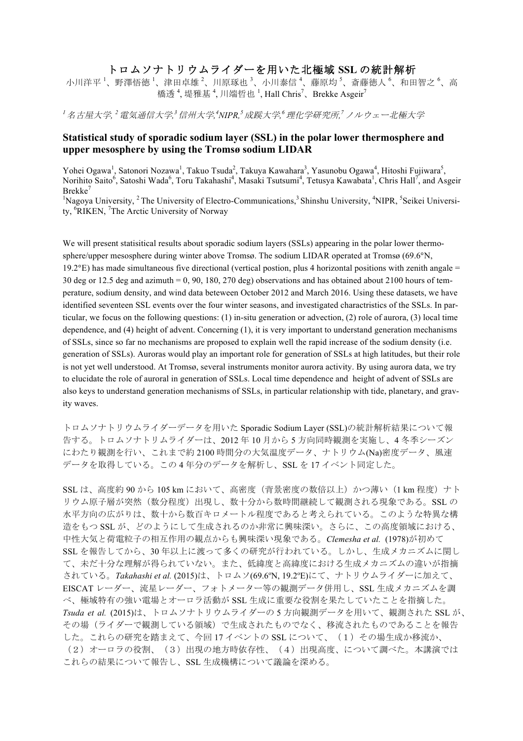# トロムソナトリウムライダーを用いた北極域 SSL の統計解析

小川洋平 [1]、野澤悟徳 [1]、津田卓雄 [2]、川原琢也 [3]、小川泰信 [4]、藤原均 [5]、斎藤徳人 [6]、和田智之 [6]、高橋透 [4], 堤雅基 [4], 川端哲也 [1], Hall Chris[7]、Brekke Asgeir[7]

*[1] 名古屋大学, [2] 電気通信大学,[3] 信州大学,[4]NIPR,[5] 成蹊大学,[6] 理化学研究所,[7] ノルウェー北極大学*

## Statistical study of sporadic sodium layer (SSL) in the polar lower thermosphere and upper mesosphere by using the Tromsø sodium LIDAR

Yohei Ogawa[1], Satonori Nozawa[1], Takuo Tsuda[2], Takuya Kawahara[3], Yasunobu Ogawa[4], Hitoshi Fujiwara[5], Norihito Saito[6], Satoshi Wada[6], Toru Takahashi[4], Masaki Tsutsumi[4], Tetusya Kawabata[1], Chris Hall[7], and Asgeir Brekke[7]

[1]Nagoya University, [2] The University of Electro-Communications,[3] Shinshu University, [4]NIPR, [5]Seikei University, [6]RIKEN, [7]The Arctic University of Norway

We will present statisitical results about sporadic sodium layers (SSLs) appearing in the polar lower thermosphere/upper mesosphere during winter above Tromsø. The sodium LIDAR operated at Tromsø (69.6°N, 19.2°E) has made simultaneous five directional (vertical postion, plus 4 horizontal positions with zenith angale = 30 deg or 12.5 deg and azimuth = 0, 90, 180, 270 deg) observations and has obtained about 2100 hours of temperature, sodium density, and wind data beteween October 2012 and March 2016. Using these datasets, we have identified seventeen SSL events over the four winter seasons, and investigated charactristics of the SSLs. In particular, we focus on the following questions: (1) in-situ generation or advection, (2) role of aurora, (3) local time dependence, and (4) height of advent. Concerning (1), it is very important to understand generation mechanisms of SSLs, since so far no mechanisms are proposed to explain well the rapid increase of the sodium density (i.e. generation of SSLs). Auroras would play an important role for generation of SSLs at high latitudes, but their role is not yet well understood. At Tromsø, several instruments monitor aurora activity. By using aurora data, we try to elucidate the role of auroral in generation of SSLs. Local time dependence and height of advent of SSLs are also keys to understand generation mechanisms of SSLs, in particular relationship with tide, planetary, and gravity waves.

トロムソナトリウムライダーデータを用いた Sporadic Sodium Layer (SSL)の統計解析結果について報告する。トロムソナトリムライダーは、2012 年 10 月から 5 方向同時観測を実施し、4 冬季シーズンにわたり観測を行い、これまで約 2100 時間分の大気温度データ、ナトリウム(Na)密度データ、風速データを取得している。この 4 年分のデータを解析し、SSL を 17 イベント同定した。

SSL は、高度約 90 から 105 km において、高密度（背景密度の数倍以上）かつ薄い（1 km 程度）ナトリウム原子層が突然（数分程度）出現し、数十分から数時間継続して観測される現象である。SSL の水平方向の広がりは、数十から数百キロメートル程度であると考えられている。このような特異な構造をもつ SSL が、どのようにして生成されるのか非常に興味深い。さらに、この高度領域における、中性大気と荷電粒子の相互作用の観点からも興味深い現象である。*Clemesha et al.* (1978)が初めて SSL を報告してから、30 年以上に渡って多くの研究が行われている。しかし、生成メカニズムに関して、未だ十分な理解が得られていない。また、低緯度と高緯度における生成メカニズムの違いが指摘されている。*Takahashi et al.* (2015)は、トロムソ(69.6ºN, 19.2ºE)にて、ナトリウムライダーに加えて、EISCAT レーダー、流星レーダー、フォトメーター等の観測データ併用し、SSL 生成メカニズムを調べ、極域特有の強い電場とオーロラ活動が SSL 生成に重要な役割を果たしていたことを指摘した。*Tsuda et al.* (2015)は、トロムソナトリウムライダーの 5 方向観測データを用いて、観測された SSL が、その場（ライダーで観測している領域）で生成されたものでなく、移流されたものであることを報告した。これらの研究を踏まえて、今回 17 イベントの SSL について、（１）その場生成か移流か、（２）オーロラの役割、（３）出現の地方時依存性、（４）出現高度、について調べた。本講演ではこれらの結果について報告し、SSL 生成機構について議論を深める。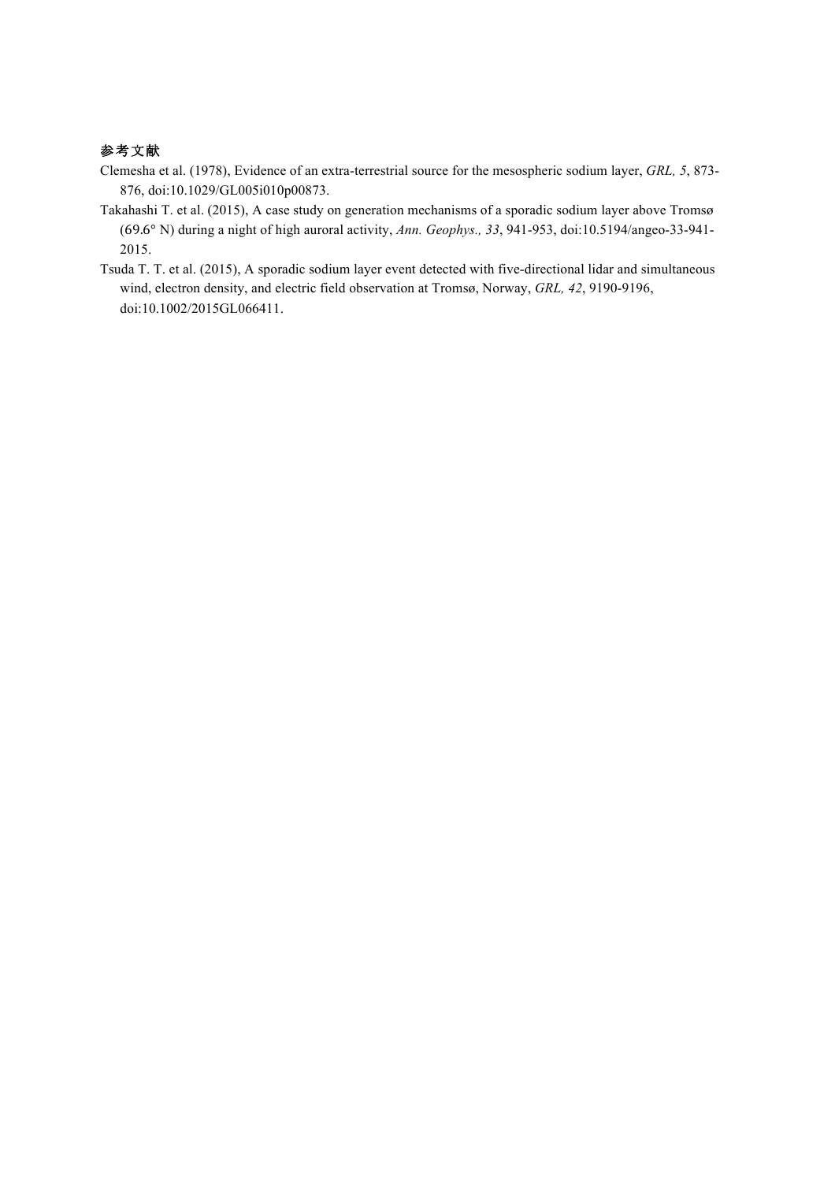## 参考文献

Clemesha et al. (1978), Evidence of an extra-terrestrial source for the mesospheric sodium layer, *GRL, 5*, 873-876, doi:10.1029/GL005i010p00873.

Takahashi T. et al. (2015), A case study on generation mechanisms of a sporadic sodium layer above Tromsø (69.6° N) during a night of high auroral activity, *Ann. Geophys., 33*, 941-953, doi:10.5194/angeo-33-941-2015.

Tsuda T. T. et al. (2015), A sporadic sodium layer event detected with five-directional lidar and simultaneous wind, electron density, and electric field observation at Tromsø, Norway, *GRL, 42*, 9190-9196, doi:10.1002/2015GL066411.